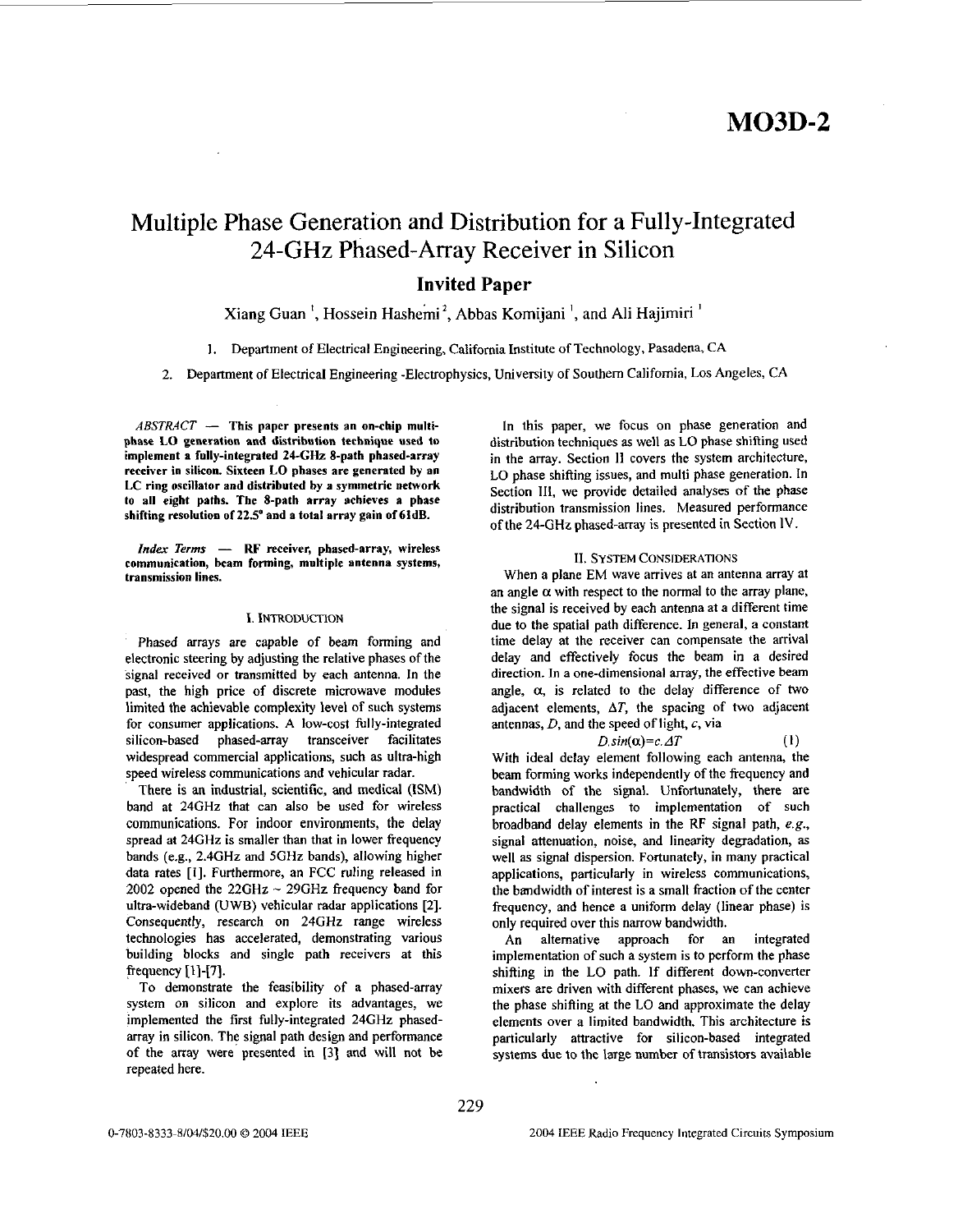# Multiple Phase Generation and Distribution for a Fully-Integrated 24-GHz Phased-Array Receiver in Silicon

## Invited Paper

Xiang Guan [1], Hossein Hashemi [2], Abbas Komijani [1], and Ali Hajimiri [1]

1. Department of Electrical Engineering, California Institute of Technology, Pasadena, CA
2. Department of Electrical Engineering -Electrophysics, University of Southern California, Los Angeles, CA

*ABSTRACT* — **This paper presents an on-chip multi-phase LO generation and distribution technique used to implement a fully-integrated 24-GHz 8-path phased-array receiver in silicon. Sixteen LO phases are generated by an LC ring oscillator and distributed by a symmetric network to all eight paths. The 8-path array achieves a phase shifting resolution of 22.5° and a total array gain of 61dB.**

*Index Terms* — **RF receiver, phased-array, wireless communication, beam forming, multiple antenna systems, transmission lines.**

## I. Introduction

Phased arrays are capable of beam forming and electronic steering by adjusting the relative phases of the signal received or transmitted by each antenna. In the past, the high price of discrete microwave modules limited the achievable complexity level of such systems for consumer applications. A low-cost fully-integrated silicon-based phased-array transceiver facilitates widespread commercial applications, such as ultra-high speed wireless communications and vehicular radar.

There is an industrial, scientific, and medical (ISM) band at 24GHz that can also be used for wireless communications. For indoor environments, the delay spread at 24GHz is smaller than that in lower frequency bands (e.g., 2.4GHz and 5GHz bands), allowing higher data rates [1]. Furthermore, an FCC ruling released in 2002 opened the 22GHz ~ 29GHz frequency band for ultra-wideband (UWB) vehicular radar applications [2]. Consequently, research on 24GHz range wireless technologies has accelerated, demonstrating various building blocks and single path receivers at this frequency [1]-[7].

To demonstrate the feasibility of a phased-array system on silicon and explore its advantages, we implemented the first fully-integrated 24GHz phased-array in silicon. The signal path design and performance of the array were presented in [3] and will not be repeated here.

In this paper, we focus on phase generation and distribution techniques as well as LO phase shifting used in the array. Section II covers the system architecture, LO phase shifting issues, and multi phase generation. In Section III, we provide detailed analyses of the phase distribution transmission lines. Measured performance of the 24-GHz phased-array is presented in Section IV.

## II. System Considerations

When a plane EM wave arrives at an antenna array at an angle $\alpha$ with respect to the normal to the array plane, the signal is received by each antenna at a different time due to the spatial path difference. In general, a constant time delay at the receiver can compensate the arrival delay and effectively focus the beam in a desired direction. In a one-dimensional array, the effective beam angle, $\alpha$, is related to the delay difference of two adjacent elements, $\Delta T$, the spacing of two adjacent antennas, $D$, and the speed of light, $c$, via

$$D.sin(\alpha)=c.\Delta T \tag{1}$$

With ideal delay element following each antenna, the beam forming works independently of the frequency and bandwidth of the signal. Unfortunately, there are practical challenges to implementation of such broadband delay elements in the RF signal path, *e.g.*, signal attenuation, noise, and linearity degradation, as well as signal dispersion. Fortunately, in many practical applications, particularly in wireless communications, the bandwidth of interest is a small fraction of the center frequency, and hence a uniform delay (linear phase) is only required over this narrow bandwidth.

An alternative approach for an integrated implementation of such a system is to perform the phase shifting in the LO path. If different down-converter mixers are driven with different phases, we can achieve the phase shifting at the LO and approximate the delay elements over a limited bandwidth. This architecture is particularly attractive for silicon-based integrated systems due to the large number of transistors available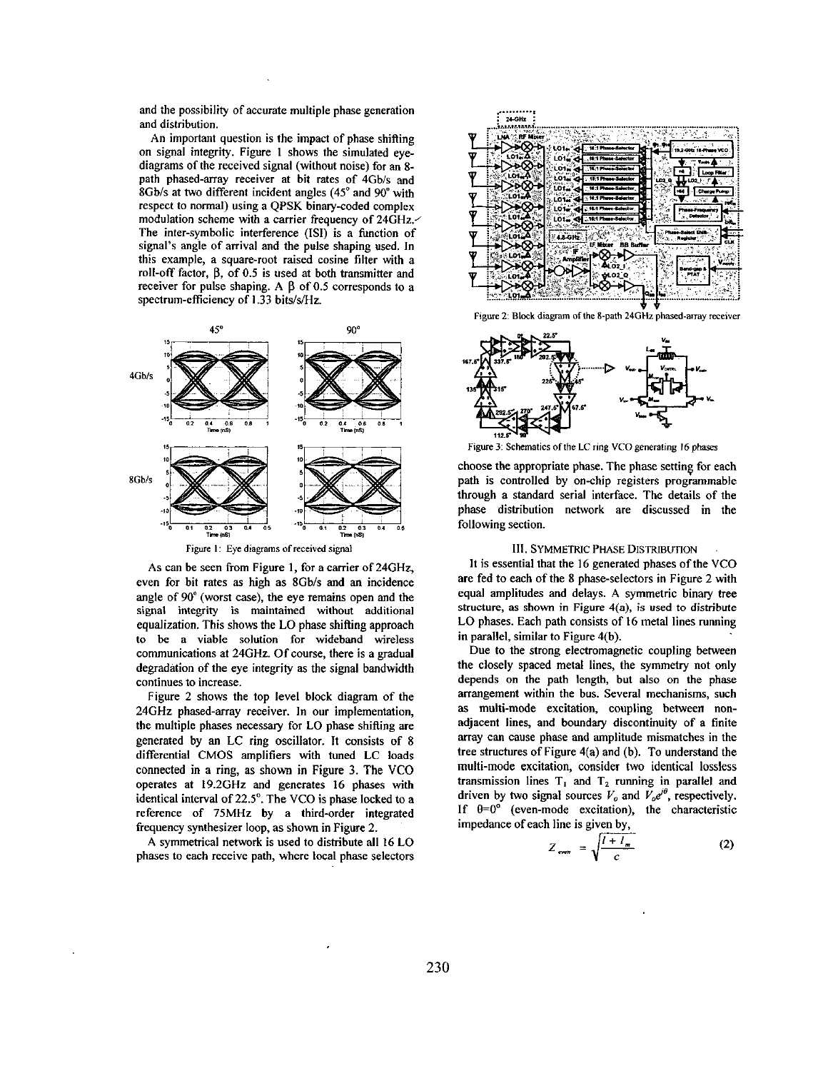and the possibility of accurate multiple phase generation and distribution.

An important question is the impact of phase shifting on signal integrity. Figure 1 shows the simulated eye-diagrams of the received signal (without noise) for an 8-path phased-array receiver at bit rates of 4Gb/s and 8Gb/s at two different incident angles (45° and 90° with respect to normal) using a QPSK binary-coded complex modulation scheme with a carrier frequency of 24GHz. The inter-symbolic interference (ISI) is a function of signal's angle of arrival and the pulse shaping used. In this example, a square-root raised cosine filter with a roll-off factor, β, of 0.5 is used at both transmitter and receiver for pulse shaping. A β of 0.5 corresponds to a spectrum-efficiency of 1.33 bits/s/Hz.

Figure 1: Eye diagrams of received signal

As can be seen from Figure 1, for a carrier of 24GHz, even for bit rates as high as 8Gb/s and an incidence angle of 90° (worst case), the eye remains open and the signal integrity is maintained without additional equalization. This shows the LO phase shifting approach to be a viable solution for wideband wireless communications at 24GHz. Of course, there is a gradual degradation of the eye integrity as the signal bandwidth continues to increase.

Figure 2 shows the top level block diagram of the 24GHz phased-array receiver. In our implementation, the multiple phases necessary for LO phase shifting are generated by an LC ring oscillator. It consists of 8 differential CMOS amplifiers with tuned LC loads connected in a ring, as shown in Figure 3. The VCO operates at 19.2GHz and generates 16 phases with identical interval of 22.5°. The VCO is phase locked to a reference of 75MHz by a third-order integrated frequency synthesizer loop, as shown in Figure 2.

A symmetrical network is used to distribute all 16 LO phases to each receive path, where local phase selectors

Figure 2: Block diagram of the 8-path 24GHz phased-array receiver

Figure 3: Schematics of the LC ring VCO generating 16 phases

choose the appropriate phase. The phase setting for each path is controlled by on-chip registers programmable through a standard serial interface. The details of the phase distribution network are discussed in the following section.

## III. SYMMETRIC PHASE DISTRIBUTION

It is essential that the 16 generated phases of the VCO are fed to each of the 8 phase-selectors in Figure 2 with equal amplitudes and delays. A symmetric binary tree structure, as shown in Figure 4(a), is used to distribute LO phases. Each path consists of 16 metal lines running in parallel, similar to Figure 4(b).

Due to the strong electromagnetic coupling between the closely spaced metal lines, the symmetry not only depends on the path length, but also on the phase arrangement within the bus. Several mechanisms, such as multi-mode excitation, coupling between non-adjacent lines, and boundary discontinuity of a finite array can cause phase and amplitude mismatches in the tree structures of Figure 4(a) and (b). To understand the multi-mode excitation, consider two identical lossless transmission lines $T_1$ and $T_2$ running in parallel and driven by two signal sources $V_0$ and $V_0e^{j\theta}$, respectively. If $\theta=0°$ (even-mode excitation), the characteristic impedance of each line is given by,

$$Z_{even} = \sqrt{\frac{l + l_m}{c}} \tag{2}$$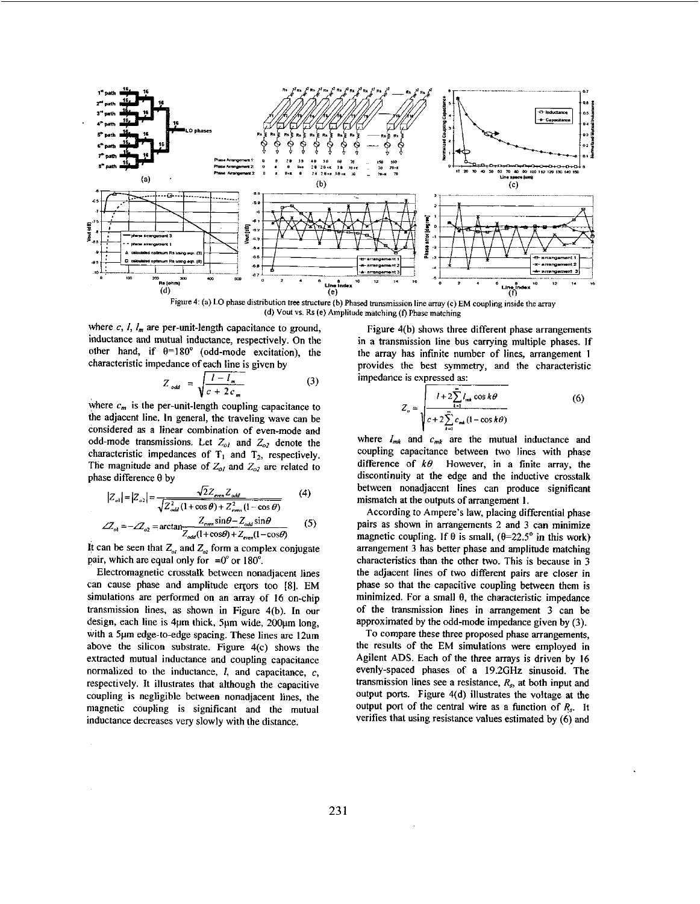Figure 4: (a) LO phase distribution tree structure (b) Phased transmission line array (c) EM coupling inside the array (d) Vout vs. Rs (e) Amplitude matching (f) Phase matching

where $c$, $l$, $l_m$ are per-unit-length capacitance to ground, inductance and mutual inductance, respectively. On the other hand, if $\theta=180°$ (odd-mode excitation), the characteristic impedance of each line is given by

$$Z_{odd} = \sqrt{\frac{l - l_m}{c + 2c_m}} \tag{3}$$

where $c_m$ is the per-unit-length coupling capacitance to the adjacent line. In general, the traveling wave can be considered as a linear combination of even-mode and odd-mode transmissions. Let $Z_{o1}$ and $Z_{o2}$ denote the characteristic impedances of $T_1$ and $T_2$, respectively. The magnitude and phase of $Z_{o1}$ and $Z_{o2}$ are related to phase difference $\theta$ by

$$|Z_{o1}| = |Z_{o2}| = \frac{\sqrt{2}Z_{even}Z_{odd}}{\sqrt{Z_{odd}^2(1+\cos\theta) + Z_{even}^2(1-\cos\theta)}} \tag{4}$$

$$\angle Z_{o1} = -\angle Z_{o2} = \arctan\frac{Z_{even}\sin\theta - Z_{odd}\sin\theta}{Z_{odd}(1+\cos\theta) + Z_{even}(1-\cos\theta)} \tag{5}$$

It can be seen that $Z_{o1}$ and $Z_{o2}$ form a complex conjugate pair, which are equal only for $=0°$ or $180°$.

Electromagnetic crosstalk between nonadjacent lines can cause phase and amplitude errors too [8]. EM simulations are performed on an array of 16 on-chip transmission lines, as shown in Figure 4(b). In our design, each line is 4μm thick, 5μm wide, 200μm long, with a 5μm edge-to-edge spacing. These lines are 12um above the silicon substrate. Figure 4(c) shows the extracted mutual inductance and coupling capacitance normalized to the inductance, $l$, and capacitance, $c$, respectively. It illustrates that although the capacitive coupling is negligible between nonadjacent lines, the magnetic coupling is significant and the mutual inductance decreases very slowly with the distance.

Figure 4(b) shows three different phase arrangements in a transmission line bus carrying multiple phases. If the array has infinite number of lines, arrangement 1 provides the best symmetry, and the characteristic impedance is expressed as:

$$Z_o = \sqrt{\frac{l + 2\sum_{k=1}^{\infty} l_{mk}\cos k\theta}{c + 2\sum_{k=1}^{\infty} c_{mk}(1-\cos k\theta)}} \tag{6}$$

where $l_{mk}$ and $c_{mk}$ are the mutual inductance and coupling capacitance between two lines with phase difference of $k\theta$. However, in a finite array, the discontinuity at the edge and the inductive crosstalk between nonadjacent lines can produce significant mismatch at the outputs of arrangement 1.

According to Ampere's law, placing differential phase pairs as shown in arrangements 2 and 3 can minimize magnetic coupling. If $\theta$ is small, ($\theta$=22.5° in this work) arrangement 3 has better phase and amplitude matching characteristics than the other two. This is because in 3 the adjacent lines of two different pairs are closer in phase so that the capacitive coupling between them is minimized. For a small $\theta$, the characteristic impedance of the transmission lines in arrangement 3 can be approximated by the odd-mode impedance given by (3).

To compare these three proposed phase arrangements, the results of the EM simulations were employed in Agilent ADS. Each of the three arrays is driven by 16 evenly-spaced phases of a 19.2GHz sinusoid. The transmission lines see a resistance, $R_s$, at both input and output ports. Figure 4(d) illustrates the voltage at the output port of the central wire as a function of $R_s$. It verifies that using resistance values estimated by (6) and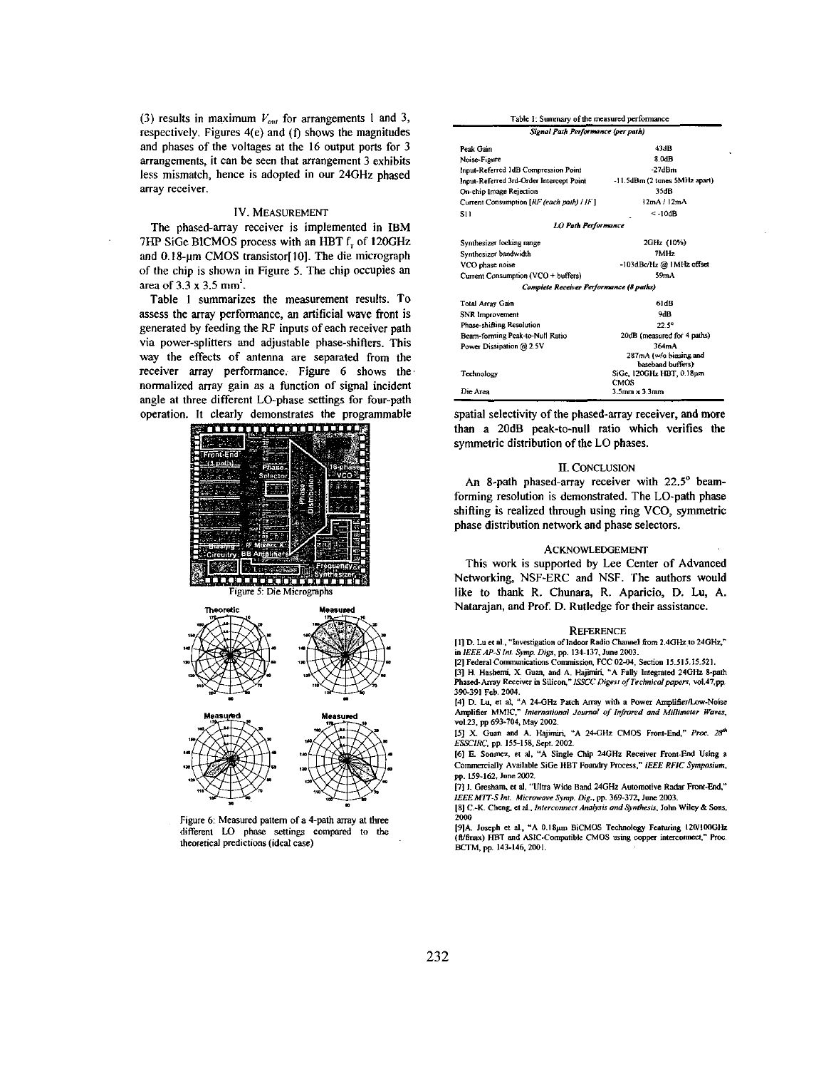(3) results in maximum $V_{out}$ for arrangements 1 and 3, respectively. Figures 4(e) and (f) shows the magnitudes and phases of the voltages at the 16 output ports for 3 arrangements, it can be seen that arrangement 3 exhibits less mismatch, hence is adopted in our 24GHz phased array receiver.

## IV. MEASUREMENT

The phased-array receiver is implemented in IBM 7HP SiGe BICMOS process with an HBT $f_T$ of 120GHz and 0.18-μm CMOS transistor[10]. The die micrograph of the chip is shown in Figure 5. The chip occupies an area of 3.3 x 3.5 mm$^2$.

Table 1 summarizes the measurement results. To assess the array performance, an artificial wave front is generated by feeding the RF inputs of each receiver path via power-splitters and adjustable phase-shifters. This way the effects of antenna are separated from the receiver array performance. Figure 6 shows the normalized array gain as a function of signal incident angle at three different LO-phase settings for four-path operation. It clearly demonstrates the programmable spatial selectivity of the phased-array receiver, and more than a 20dB peak-to-null ratio which verifies the symmetric distribution of the LO phases.

Front-End (1 path)
Phase Selector
Phase Distribution
16-phase VCO
Biasing Circuitry
IF Mixers & BB Amplifiers
Frequency Synthesizer

Figure 5: Die Micrographs

Theoretic
Measured
Measured
Measured

Figure 6: Measured pattern of a 4-path array at three different LO phase settings compared to the theoretical predictions (ideal case)

Table 1: Summary of the measured performance

| | |
|---|---|
| ***Signal Path Performance (per path)*** | |
| Peak Gain | 43dB |
| Noise-Figure | 8.0dB |
| Input-Referred 1dB Compression Point | -27dBm |
| Input-Referred 3rd-Order Intercept Point | -11.5dBm (2 tones 5MHz apart) |
| On-chip Image Rejection | 35dB |
| Current Consumption [*RF (each path) / IF*] | 12mA / 12mA |
| S11 | < -10dB |
| ***LO Path Performance*** | |
| Synthesizer locking range | 2GHz (10%) |
| Synthesizer bandwidth | 7MHz |
| VCO phase noise | -103dBc/Hz @ 1MHz offset |
| Current Consumption (VCO + buffers) | 59mA |
| ***Complete Receiver Performance (8 paths)*** | |
| Total Array Gain | 61dB |
| SNR Improvement | 9dB |
| Phase-shifting Resolution | 22.5° |
| Beam-forming Peak-to-Null Ratio | 20dB (measured for 4 paths) |
| Power Dissipation @ 2.5V | 364mA<br>287mA (w/o biasing and baseband buffers) |
| Technology | SiGe, 120GHz HBT, 0.18μm CMOS |
| Die Area | 3.5mm x 3.3mm |

## II. CONCLUSION

An 8-path phased-array receiver with 22.5° beam-forming resolution is demonstrated. The LO-path phase shifting is realized through using ring VCO, symmetric phase distribution network and phase selectors.

## ACKNOWLEDGEMENT

This work is supported by Lee Center of Advanced Networking, NSF-ERC and NSF. The authors would like to thank R. Chunara, R. Aparicio, D. Lu, A. Natarajan, and Prof. D. Rutledge for their assistance.

## REFERENCE

[1] D. Lu et al., "Investigation of Indoor Radio Channel from 2.4GHz to 24GHz," in *IEEE AP-S Int. Symp. Digs*, pp. 134-137, June 2003.

[2] Federal Communications Commission, FCC 02-04, Section 15.515.15.521.

[3] H. Hashemi, X. Guan, and A. Hajimiri, "A Fully Integrated 24GHz 8-path Phased-Array Receiver in Silicon," *ISSCC Digest of Technical papers*, vol.47, pp. 390-391 Feb. 2004.

[4] D. Lu, et al, "A 24-GHz Patch Array with a Power Amplifier/Low-Noise Amplifier MMIC," *International Journal of Infrared and Millimeter Waves*, vol.23, pp 693-704, May 2002.

[5] X. Guan and A. Hajimiri, "A 24-GHz CMOS Front-End," *Proc. 28th ESSCIRC*, pp. 155-158, Sept. 2002.

[6] E. Sonmez, et al, "A Single Chip 24GHz Receiver Front-End Using a Commercially Available SiGe HBT Foundry Process," *IEEE RFIC Symposium*, pp. 159-162, June 2002.

[7] I. Gresham, et al, "Ultra Wide Band 24GHz Automotive Radar Front-End," *IEEE MTT-S Int. Microwave Symp. Dig.*, pp. 369-372, June 2003.

[8] C.-K. Cheng, et al., *Interconnect Analysis and Synthesis*, John Wiley & Sons, 2000

[9] A. Joseph et al., "A 0.18μm BiCMOS Technology Featuring 120/100GHz (ft/fmax) HBT and ASIC-Compatible CMOS using copper interconnect," Proc. BCTM, pp. 143-146, 2001.